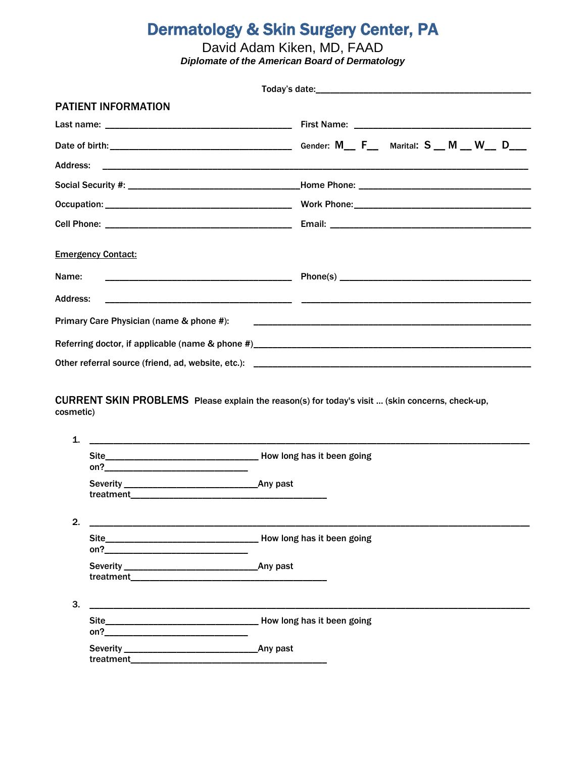# Dermatology & Skin Surgery Center, PA

David Adam Kiken, MD, FAAD

***Diplomate of the American Board of Dermatology***

Today's date:_____________________________________________

## PATIENT INFORMATION

Last name: ______________________________________ First Name: ____________________________________

Date of birth:____________________________________ Gender: M__ F__ Marital: S __ M __ W__ D___

Address: ___________________________________________________________________________________

Social Security #: __________________________________Home Phone: __________________________________

Occupation: _____________________________________ Work Phone:___________________________________

Cell Phone: ______________________________________ Email: _________________________________________

Emergency Contact:

Name: ______________________________________ Phone(s) ______________________________________

Address: ______________________________________ ______________________________________________

Primary Care Physician (name & phone #): _________________________________________________________

Referring doctor, if applicable (name & phone #)_____________________________________________________

Other referral source (friend, ad, website, etc.): _____________________________________________________

## CURRENT SKIN PROBLEMS

Please explain the reason(s) for today's visit … (skin concerns, check-up, cosmetic)

1. _____________________________________________________________________________________

   Site_______________________________ How long has it been going on?_____________________________

   Severity ___________________________Any past treatment_______________________________________

2. _____________________________________________________________________________________

   Site_______________________________ How long has it been going on?_____________________________

   Severity ___________________________Any past treatment_______________________________________

3. _____________________________________________________________________________________

   Site_______________________________ How long has it been going on?_____________________________

   Severity ___________________________Any past treatment_______________________________________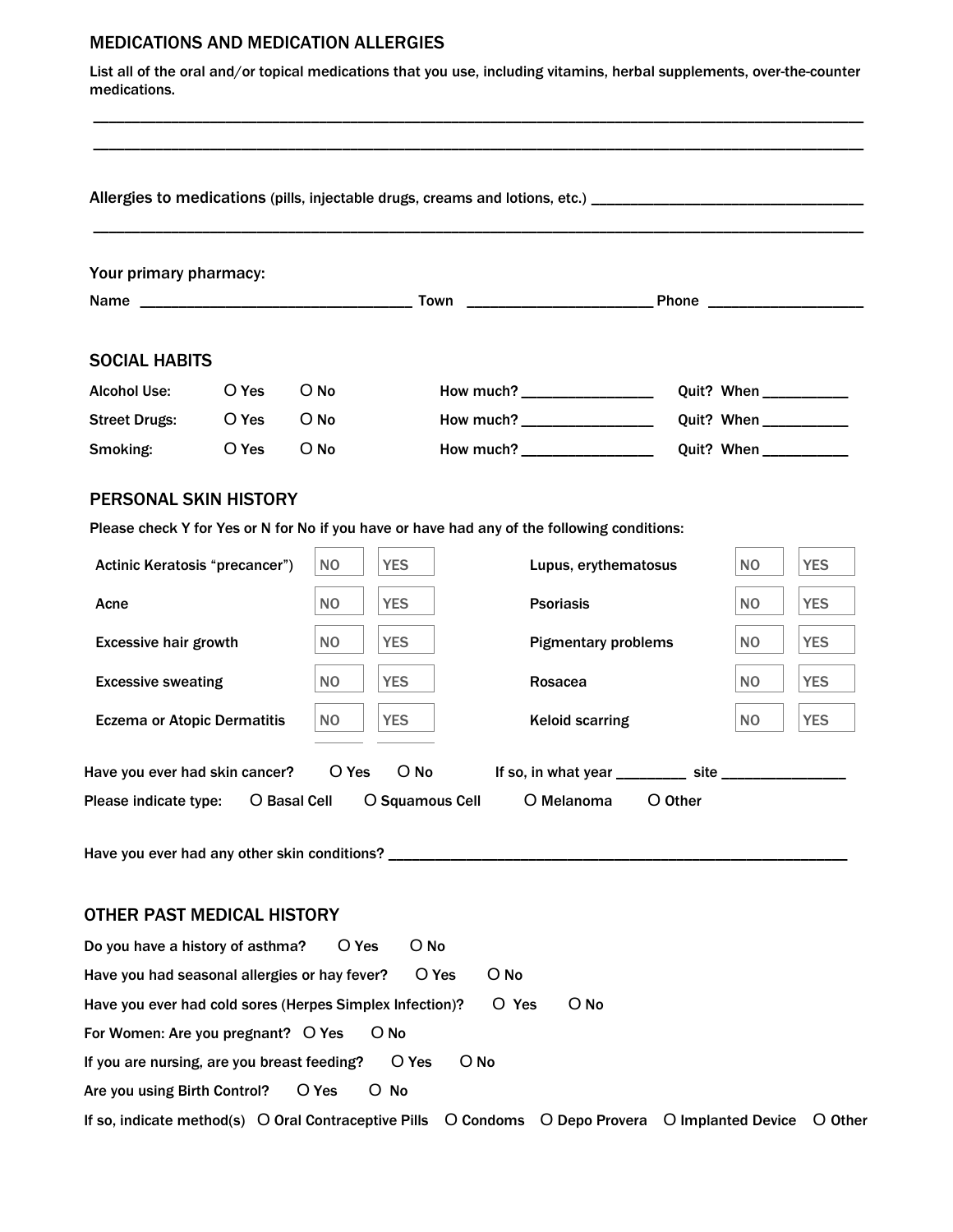## MEDICATIONS AND MEDICATION ALLERGIES

List all of the oral and/or topical medications that you use, including vitamins, herbal supplements, over-the-counter medications.

______________________________________________________________________________________________

______________________________________________________________________________________________

**Allergies to medications** (pills, injectable drugs, creams and lotions, etc.) ____________________________

______________________________________________________________________________________________

Your primary pharmacy:

Name ______________________________ Town ____________________ Phone __________________

## SOCIAL HABITS

| | | | | |
|---|---|---|---|---|
| Alcohol Use: | O Yes | O No | How much? _______________ | Quit? When __________ |
| Street Drugs: | O Yes | O No | How much? _______________ | Quit? When __________ |
| Smoking: | O Yes | O No | How much? _______________ | Quit? When __________ |

## PERSONAL SKIN HISTORY

Please check Y for Yes or N for No if you have or have had any of the following conditions:

| Condition | | | Condition | | |
|---|---|---|---|---|---|
| Actinic Keratosis "precancer") | NO | YES | Lupus, erythematosus | NO | YES |
| Acne | NO | YES | Psoriasis | NO | YES |
| Excessive hair growth | NO | YES | Pigmentary problems | NO | YES |
| Excessive sweating | NO | YES | Rosacea | NO | YES |
| Eczema or Atopic Dermatitis | NO | YES | Keloid scarring | NO | YES |

Have you ever had skin cancer? O Yes O No If so, in what year ________ site _______________

Please indicate type: O Basal Cell O Squamous Cell O Melanoma O Other

Have you ever had any other skin conditions? ______________________________________________________

## OTHER PAST MEDICAL HISTORY

Do you have a history of asthma? O Yes O No

Have you had seasonal allergies or hay fever? O Yes O No

Have you ever had cold sores (Herpes Simplex Infection)? O Yes O No

For Women: Are you pregnant? O Yes O No

If you are nursing, are you breast feeding? O Yes O No

Are you using Birth Control? O Yes O No

If so, indicate method(s) O Oral Contraceptive Pills O Condoms O Depo Provera O Implanted Device O Other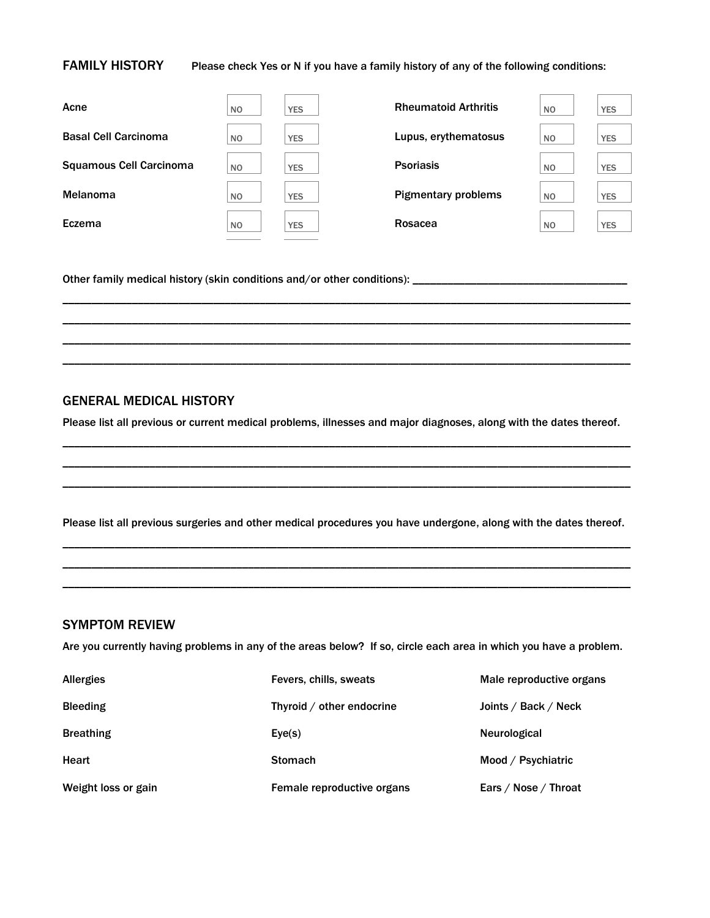## FAMILY HISTORY

Please check Yes or N if you have a family history of any of the following conditions:

| Condition | NO | YES | Condition | NO | YES |
|---|---|---|---|---|---|
| Acne | NO | YES | Rheumatoid Arthritis | NO | YES |
| Basal Cell Carcinoma | NO | YES | Lupus, erythematosus | NO | YES |
| Squamous Cell Carcinoma | NO | YES | Psoriasis | NO | YES |
| Melanoma | NO | YES | Pigmentary problems | NO | YES |
| Eczema | NO | YES | Rosacea | NO | YES |

Other family medical history (skin conditions and/or other conditions): ___________________________________

_______________________________________________________________________________________

_______________________________________________________________________________________

_______________________________________________________________________________________

_______________________________________________________________________________________

## GENERAL MEDICAL HISTORY

Please list all previous or current medical problems, illnesses and major diagnoses, along with the dates thereof.

_______________________________________________________________________________________

_______________________________________________________________________________________

_______________________________________________________________________________________

Please list all previous surgeries and other medical procedures you have undergone, along with the dates thereof.

_______________________________________________________________________________________

_______________________________________________________________________________________

_______________________________________________________________________________________

## SYMPTOM REVIEW

Are you currently having problems in any of the areas below? If so, circle each area in which you have a problem.

| | | |
|---|---|---|
| Allergies | Fevers, chills, sweats | Male reproductive organs |
| Bleeding | Thyroid / other endocrine | Joints / Back / Neck |
| Breathing | Eye(s) | Neurological |
| Heart | Stomach | Mood / Psychiatric |
| Weight loss or gain | Female reproductive organs | Ears / Nose / Throat |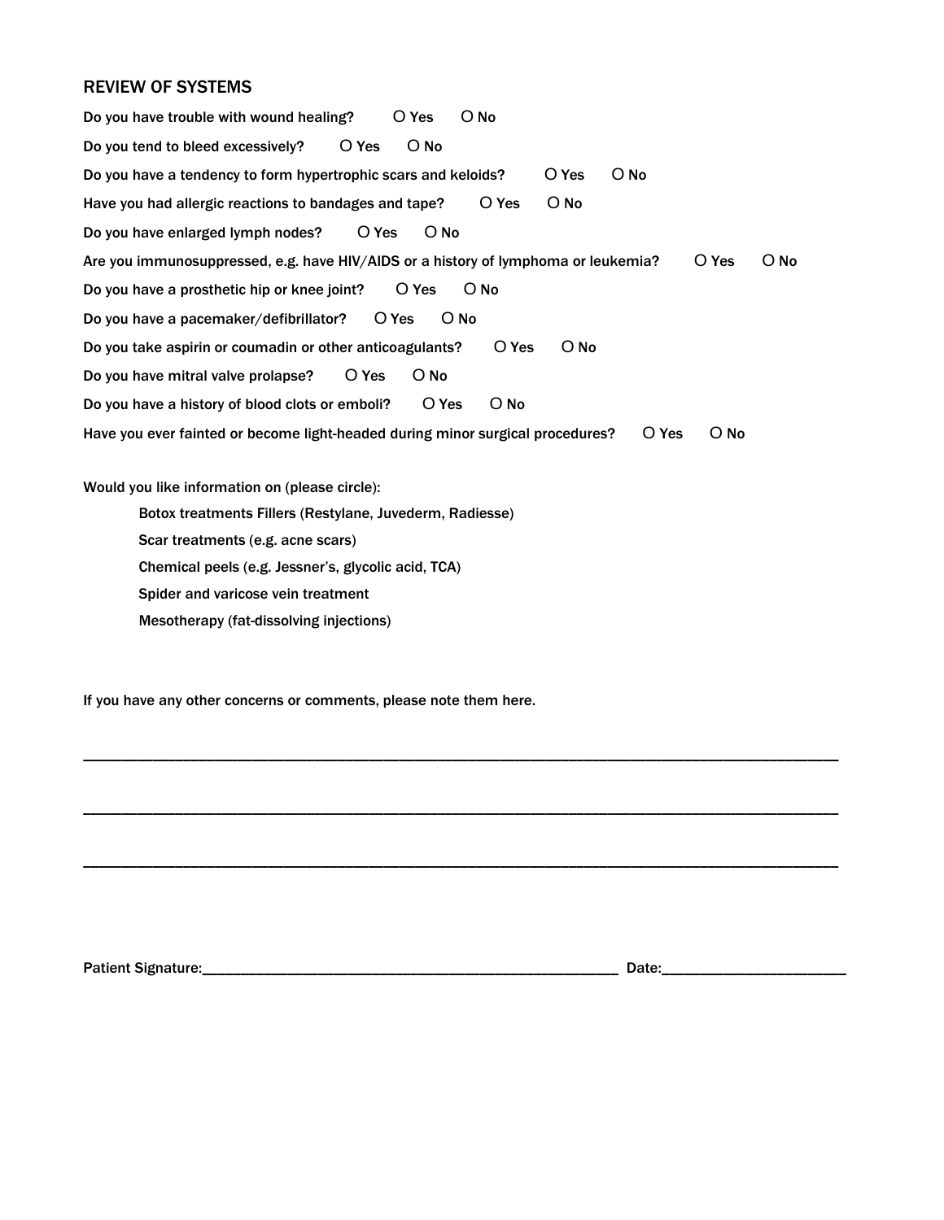## REVIEW OF SYSTEMS

Do you have trouble with wound healing? O Yes O No

Do you tend to bleed excessively? O Yes O No

Do you have a tendency to form hypertrophic scars and keloids? O Yes O No

Have you had allergic reactions to bandages and tape? O Yes O No

Do you have enlarged lymph nodes? O Yes O No

Are you immunosuppressed, e.g. have HIV/AIDS or a history of lymphoma or leukemia? O Yes O No

Do you have a prosthetic hip or knee joint? O Yes O No

Do you have a pacemaker/defibrillator? O Yes O No

Do you take aspirin or coumadin or other anticoagulants? O Yes O No

Do you have mitral valve prolapse? O Yes O No

Do you have a history of blood clots or emboli? O Yes O No

Have you ever fainted or become light-headed during minor surgical procedures? O Yes O No

Would you like information on (please circle):

Botox treatments Fillers (Restylane, Juvederm, Radiesse)

Scar treatments (e.g. acne scars)

Chemical peels (e.g. Jessner's, glycolic acid, TCA)

Spider and varicose vein treatment

Mesotherapy (fat-dissolving injections)

If you have any other concerns or comments, please note them here.

________________________________________________________________________________________________

________________________________________________________________________________________________

________________________________________________________________________________________________

Patient Signature:______________________________________________________ Date:________________________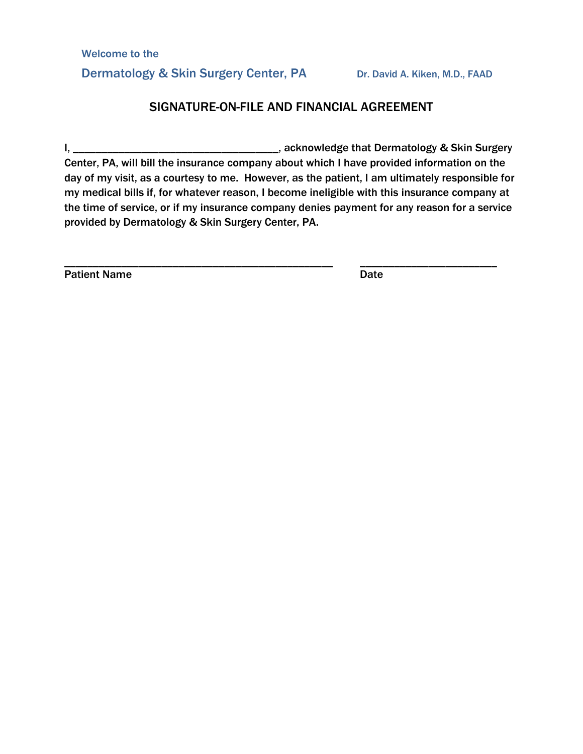Welcome to the

**Dermatology & Skin Surgery Center, PA** Dr. David A. Kiken, M.D., FAAD

## SIGNATURE-ON-FILE AND FINANCIAL AGREEMENT

I, ___________________________________, acknowledge that Dermatology & Skin Surgery Center, PA, will bill the insurance company about which I have provided information on the day of my visit, as a courtesy to me. However, as the patient, I am ultimately responsible for my medical bills if, for whatever reason, I become ineligible with this insurance company at the time of service, or if my insurance company denies payment for any reason for a service provided by Dermatology & Skin Surgery Center, PA.

______________________________________________ ________________________

Patient Name Date